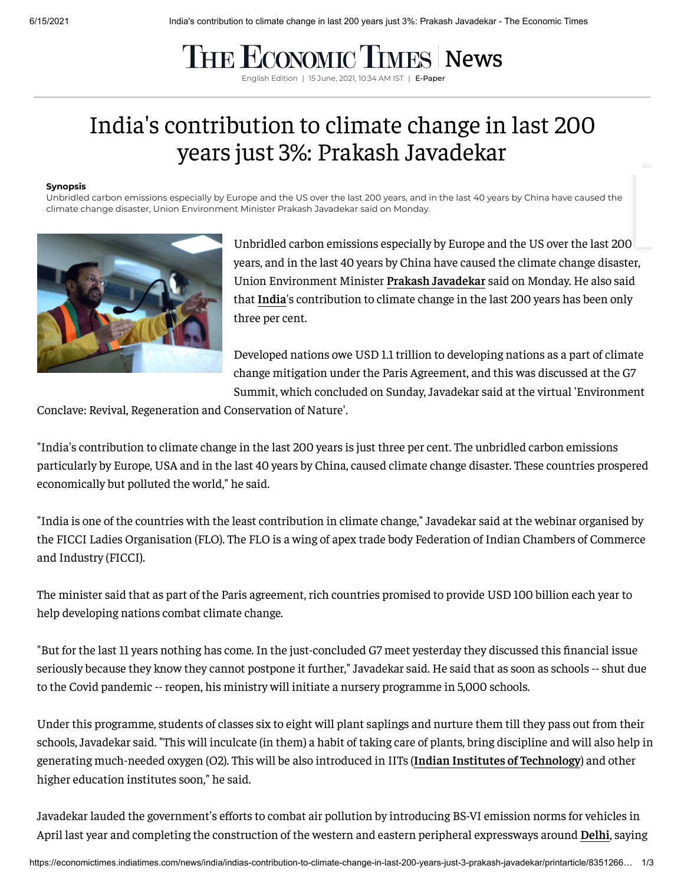THE ECONOMIC TIMES | News

English Edition | 15 June, 2021, 10:34 AM IST | E-Paper

# India's contribution to climate change in last 200 years just 3%: Prakash Javadekar

**Synopsis**

Unbridled carbon emissions especially by Europe and the US over the last 200 years, and in the last 40 years by China have caused the climate change disaster, Union Environment Minister Prakash Javadekar said on Monday.

Unbridled carbon emissions especially by Europe and the US over the last 200 years, and in the last 40 years by China have caused the climate change disaster, Union Environment Minister **Prakash Javadekar** said on Monday. He also said that **India**'s contribution to climate change in the last 200 years has been only three per cent.

Developed nations owe USD 1.1 trillion to developing nations as a part of climate change mitigation under the Paris Agreement, and this was discussed at the G7 Summit, which concluded on Sunday, Javadekar said at the virtual 'Environment Conclave: Revival, Regeneration and Conservation of Nature'.

"India's contribution to climate change in the last 200 years is just three per cent. The unbridled carbon emissions particularly by Europe, USA and in the last 40 years by China, caused climate change disaster. These countries prospered economically but polluted the world," he said.

"India is one of the countries with the least contribution in climate change," Javadekar said at the webinar organised by the FICCI Ladies Organisation (FLO). The FLO is a wing of apex trade body Federation of Indian Chambers of Commerce and Industry (FICCI).

The minister said that as part of the Paris agreement, rich countries promised to provide USD 100 billion each year to help developing nations combat climate change.

"But for the last 11 years nothing has come. In the just-concluded G7 meet yesterday they discussed this financial issue seriously because they know they cannot postpone it further," Javadekar said. He said that as soon as schools -- shut due to the Covid pandemic -- reopen, his ministry will initiate a nursery programme in 5,000 schools.

Under this programme, students of classes six to eight will plant saplings and nurture them till they pass out from their schools, Javadekar said. "This will inculcate (in them) a habit of taking care of plants, bring discipline and will also help in generating much-needed oxygen ($O_2$). This will be also introduced in IITs (**Indian Institutes of Technology**) and other higher education institutes soon," he said.

Javadekar lauded the government's efforts to combat air pollution by introducing BS-VI emission norms for vehicles in April last year and completing the construction of the western and eastern peripheral expressways around **Delhi**, saying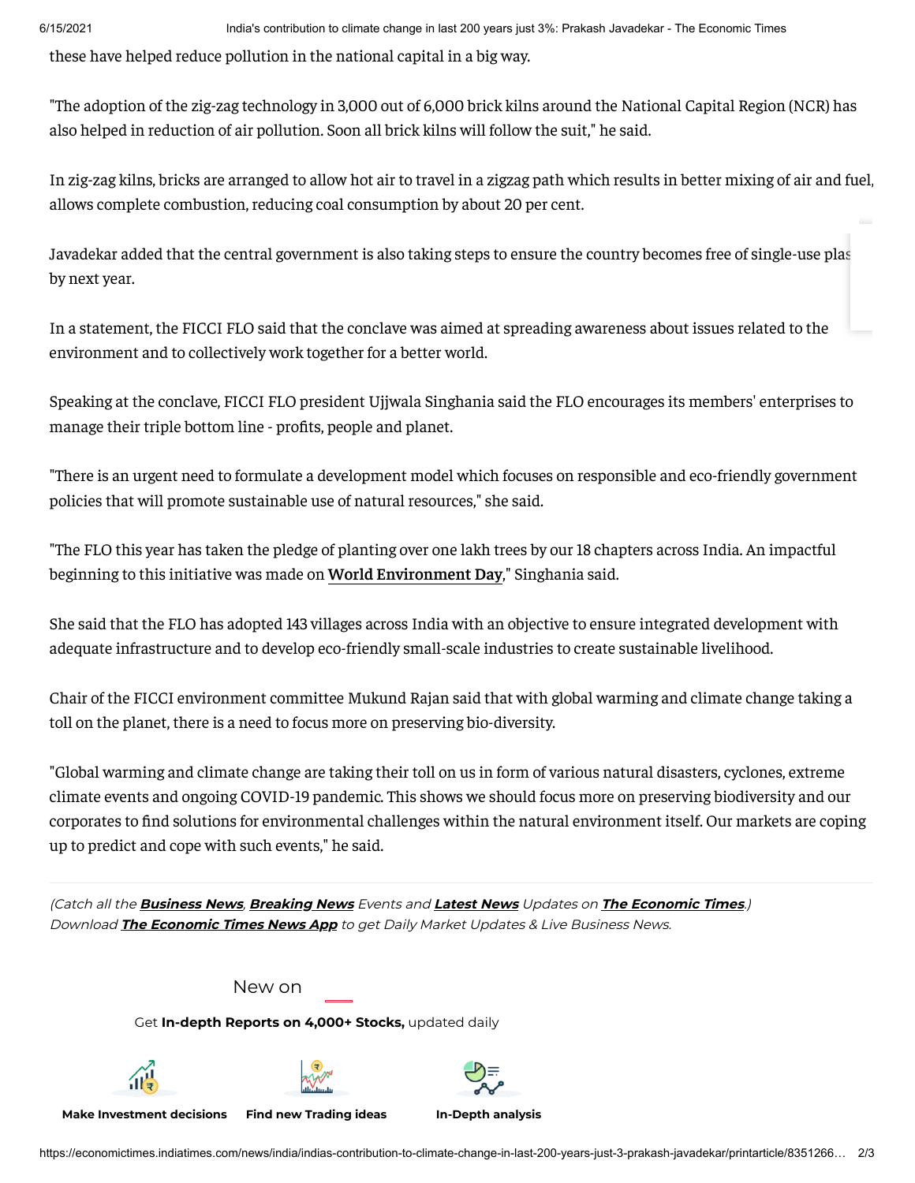these have helped reduce pollution in the national capital in a big way.

"The adoption of the zig-zag technology in 3,000 out of 6,000 brick kilns around the National Capital Region (NCR) has also helped in reduction of air pollution. Soon all brick kilns will follow the suit," he said.

In zig-zag kilns, bricks are arranged to allow hot air to travel in a zigzag path which results in better mixing of air and fuel, allows complete combustion, reducing coal consumption by about 20 per cent.

Javadekar added that the central government is also taking steps to ensure the country becomes free of single-use plas by next year.

In a statement, the FICCI FLO said that the conclave was aimed at spreading awareness about issues related to the environment and to collectively work together for a better world.

Speaking at the conclave, FICCI FLO president Ujjwala Singhania said the FLO encourages its members' enterprises to manage their triple bottom line - profits, people and planet.

"There is an urgent need to formulate a development model which focuses on responsible and eco-friendly government policies that will promote sustainable use of natural resources," she said.

"The FLO this year has taken the pledge of planting over one lakh trees by our 18 chapters across India. An impactful beginning to this initiative was made on **World Environment Day**," Singhania said.

She said that the FLO has adopted 143 villages across India with an objective to ensure integrated development with adequate infrastructure and to develop eco-friendly small-scale industries to create sustainable livelihood.

Chair of the FICCI environment committee Mukund Rajan said that with global warming and climate change taking a toll on the planet, there is a need to focus more on preserving bio-diversity.

"Global warming and climate change are taking their toll on us in form of various natural disasters, cyclones, extreme climate events and ongoing COVID-19 pandemic. This shows we should focus more on preserving biodiversity and our corporates to find solutions for environmental challenges within the natural environment itself. Our markets are coping up to predict and cope with such events," he said.

*(Catch all the **Business News**, **Breaking News** Events and **Latest News** Updates on **The Economic Times**.)*
*Download **The Economic Times News App** to get Daily Market Updates & Live Business News.*

New on

Get **In-depth Reports on 4,000+ Stocks,** updated daily

**Make Investment decisions**

**Find new Trading ideas**

**In-Depth analysis**